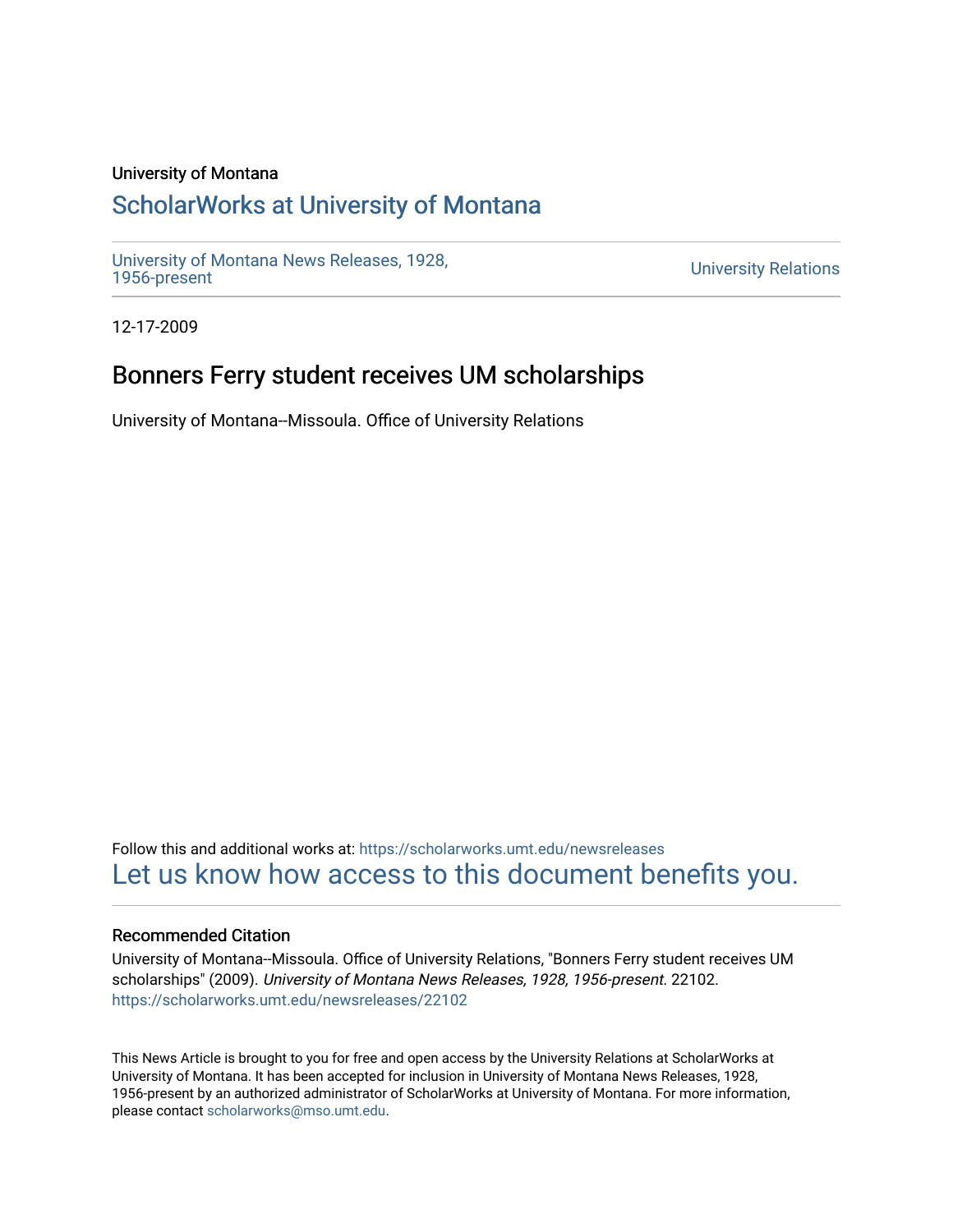University of Montana

# ScholarWorks at University of Montana

University of Montana News Releases, 1928, 1956-present

University Relations

12-17-2009

## Bonners Ferry student receives UM scholarships

University of Montana--Missoula. Office of University Relations

Follow this and additional works at: https://scholarworks.umt.edu/newsreleases

Let us know how access to this document benefits you.

### Recommended Citation

University of Montana--Missoula. Office of University Relations, "Bonners Ferry student receives UM scholarships" (2009). *University of Montana News Releases, 1928, 1956-present*. 22102. https://scholarworks.umt.edu/newsreleases/22102

This News Article is brought to you for free and open access by the University Relations at ScholarWorks at University of Montana. It has been accepted for inclusion in University of Montana News Releases, 1928, 1956-present by an authorized administrator of ScholarWorks at University of Montana. For more information, please contact scholarworks@mso.umt.edu.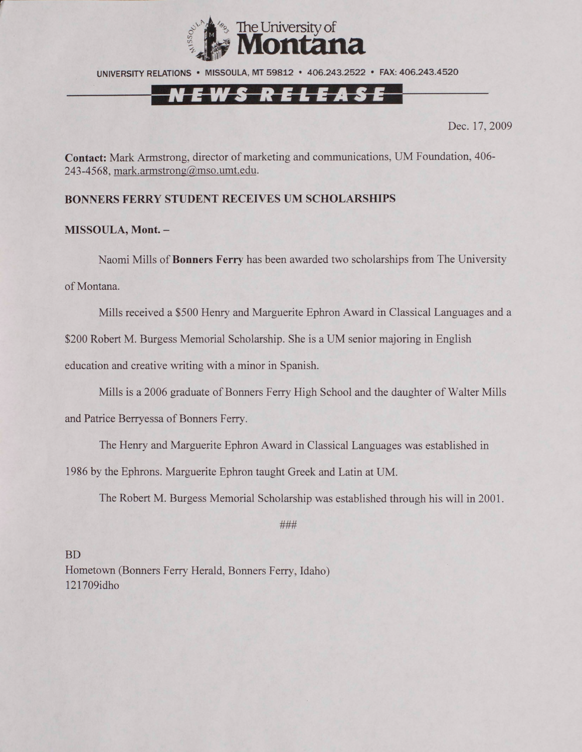The University of Montana

UNIVERSITY RELATIONS • MISSOULA, MT 59812 • 406.243.2522 • FAX: 406.243.4520

**NEWS RELEASE**

Dec. 17, 2009

**Contact:** Mark Armstrong, director of marketing and communications, UM Foundation, 406-243-4568, mark.armstrong@mso.umt.edu.

**BONNERS FERRY STUDENT RECEIVES UM SCHOLARSHIPS**

**MISSOULA, Mont. –**

Naomi Mills of **Bonners Ferry** has been awarded two scholarships from The University of Montana.

Mills received a $500 Henry and Marguerite Ephron Award in Classical Languages and a $200 Robert M. Burgess Memorial Scholarship. She is a UM senior majoring in English education and creative writing with a minor in Spanish.

Mills is a 2006 graduate of Bonners Ferry High School and the daughter of Walter Mills and Patrice Berryessa of Bonners Ferry.

The Henry and Marguerite Ephron Award in Classical Languages was established in 1986 by the Ephrons. Marguerite Ephron taught Greek and Latin at UM.

The Robert M. Burgess Memorial Scholarship was established through his will in 2001.

###

BD
Hometown (Bonners Ferry Herald, Bonners Ferry, Idaho)
121709idho